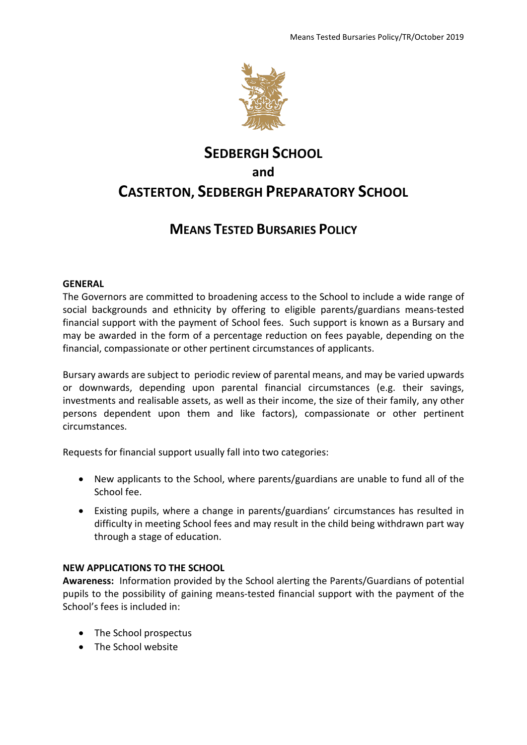# SEDBERGH SCHOOL

# and

# CASTERTON, SEDBERGH PREPARATORY SCHOOL

## MEANS TESTED BURSARIES POLICY

**GENERAL**

The Governors are committed to broadening access to the School to include a wide range of social backgrounds and ethnicity by offering to eligible parents/guardians means-tested financial support with the payment of School fees. Such support is known as a Bursary and may be awarded in the form of a percentage reduction on fees payable, depending on the financial, compassionate or other pertinent circumstances of applicants.

Bursary awards are subject to periodic review of parental means, and may be varied upwards or downwards, depending upon parental financial circumstances (e.g. their savings, investments and realisable assets, as well as their income, the size of their family, any other persons dependent upon them and like factors), compassionate or other pertinent circumstances.

Requests for financial support usually fall into two categories:

- New applicants to the School, where parents/guardians are unable to fund all of the School fee.
- Existing pupils, where a change in parents/guardians' circumstances has resulted in difficulty in meeting School fees and may result in the child being withdrawn part way through a stage of education.

**NEW APPLICATIONS TO THE SCHOOL**

**Awareness:** Information provided by the School alerting the Parents/Guardians of potential pupils to the possibility of gaining means-tested financial support with the payment of the School's fees is included in:

- The School prospectus
- The School website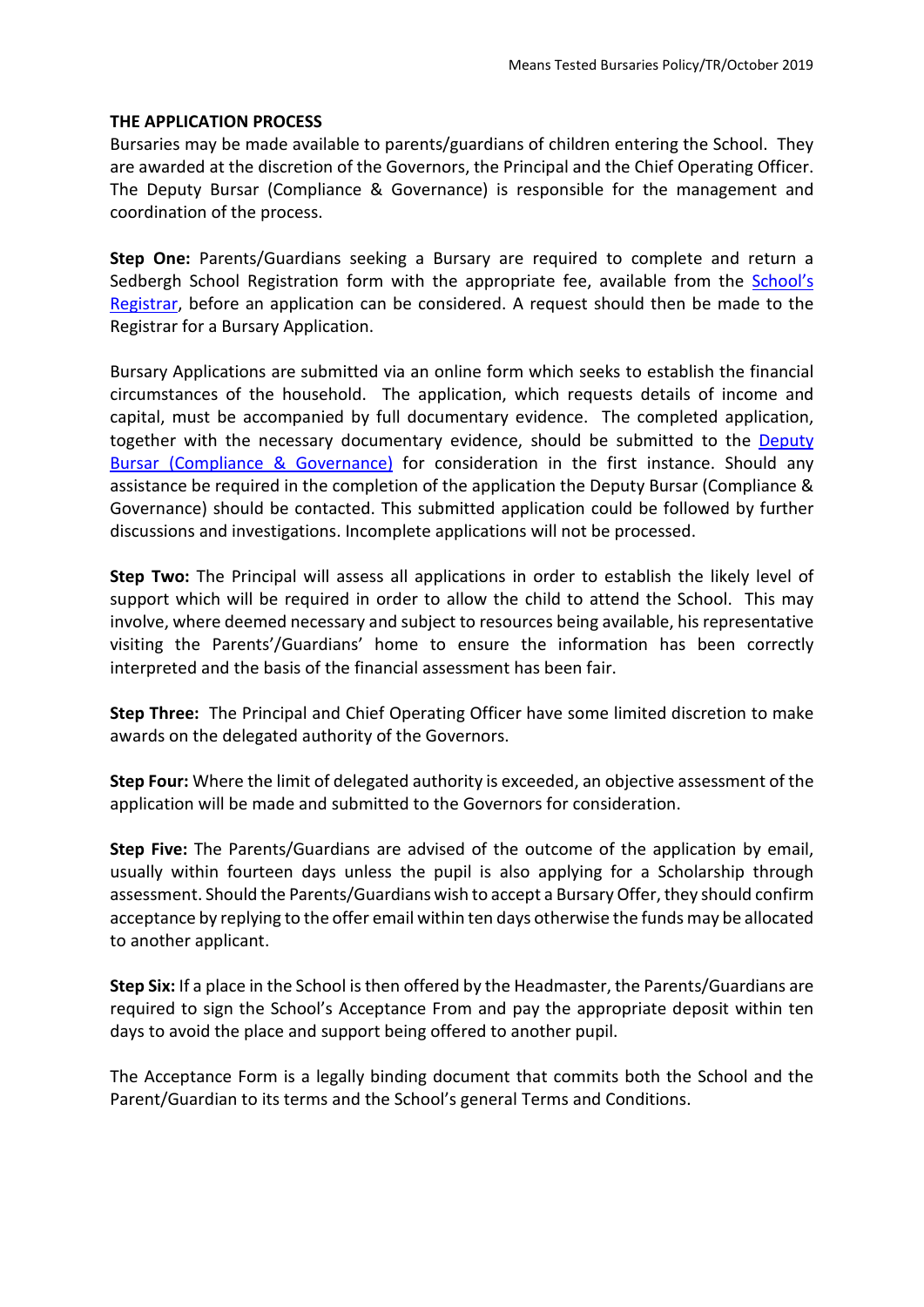**THE APPLICATION PROCESS**

Bursaries may be made available to parents/guardians of children entering the School. They are awarded at the discretion of the Governors, the Principal and the Chief Operating Officer. The Deputy Bursar (Compliance & Governance) is responsible for the management and coordination of the process.

**Step One:** Parents/Guardians seeking a Bursary are required to complete and return a Sedbergh School Registration form with the appropriate fee, available from the School's Registrar, before an application can be considered. A request should then be made to the Registrar for a Bursary Application.

Bursary Applications are submitted via an online form which seeks to establish the financial circumstances of the household. The application, which requests details of income and capital, must be accompanied by full documentary evidence. The completed application, together with the necessary documentary evidence, should be submitted to the Deputy Bursar (Compliance & Governance) for consideration in the first instance. Should any assistance be required in the completion of the application the Deputy Bursar (Compliance & Governance) should be contacted. This submitted application could be followed by further discussions and investigations. Incomplete applications will not be processed.

**Step Two:** The Principal will assess all applications in order to establish the likely level of support which will be required in order to allow the child to attend the School. This may involve, where deemed necessary and subject to resources being available, his representative visiting the Parents'/Guardians' home to ensure the information has been correctly interpreted and the basis of the financial assessment has been fair.

**Step Three:** The Principal and Chief Operating Officer have some limited discretion to make awards on the delegated authority of the Governors.

**Step Four:** Where the limit of delegated authority is exceeded, an objective assessment of the application will be made and submitted to the Governors for consideration.

**Step Five:** The Parents/Guardians are advised of the outcome of the application by email, usually within fourteen days unless the pupil is also applying for a Scholarship through assessment. Should the Parents/Guardians wish to accept a Bursary Offer, they should confirm acceptance by replying to the offer email within ten days otherwise the funds may be allocated to another applicant.

**Step Six:** If a place in the School is then offered by the Headmaster, the Parents/Guardians are required to sign the School's Acceptance From and pay the appropriate deposit within ten days to avoid the place and support being offered to another pupil.

The Acceptance Form is a legally binding document that commits both the School and the Parent/Guardian to its terms and the School's general Terms and Conditions.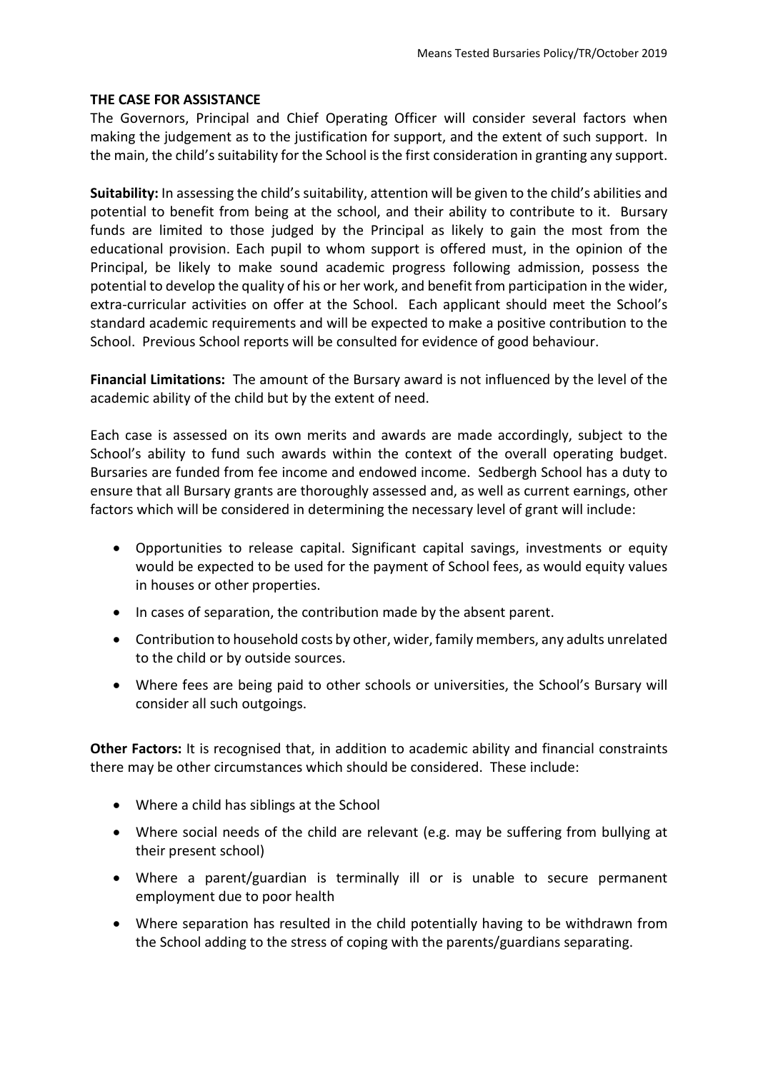## THE CASE FOR ASSISTANCE

The Governors, Principal and Chief Operating Officer will consider several factors when making the judgement as to the justification for support, and the extent of such support. In the main, the child's suitability for the School is the first consideration in granting any support.

**Suitability:** In assessing the child's suitability, attention will be given to the child's abilities and potential to benefit from being at the school, and their ability to contribute to it. Bursary funds are limited to those judged by the Principal as likely to gain the most from the educational provision. Each pupil to whom support is offered must, in the opinion of the Principal, be likely to make sound academic progress following admission, possess the potential to develop the quality of his or her work, and benefit from participation in the wider, extra-curricular activities on offer at the School. Each applicant should meet the School's standard academic requirements and will be expected to make a positive contribution to the School. Previous School reports will be consulted for evidence of good behaviour.

**Financial Limitations:** The amount of the Bursary award is not influenced by the level of the academic ability of the child but by the extent of need.

Each case is assessed on its own merits and awards are made accordingly, subject to the School's ability to fund such awards within the context of the overall operating budget. Bursaries are funded from fee income and endowed income. Sedbergh School has a duty to ensure that all Bursary grants are thoroughly assessed and, as well as current earnings, other factors which will be considered in determining the necessary level of grant will include:

- Opportunities to release capital. Significant capital savings, investments or equity would be expected to be used for the payment of School fees, as would equity values in houses or other properties.
- In cases of separation, the contribution made by the absent parent.
- Contribution to household costs by other, wider, family members, any adults unrelated to the child or by outside sources.
- Where fees are being paid to other schools or universities, the School's Bursary will consider all such outgoings.

**Other Factors:** It is recognised that, in addition to academic ability and financial constraints there may be other circumstances which should be considered. These include:

- Where a child has siblings at the School
- Where social needs of the child are relevant (e.g. may be suffering from bullying at their present school)
- Where a parent/guardian is terminally ill or is unable to secure permanent employment due to poor health
- Where separation has resulted in the child potentially having to be withdrawn from the School adding to the stress of coping with the parents/guardians separating.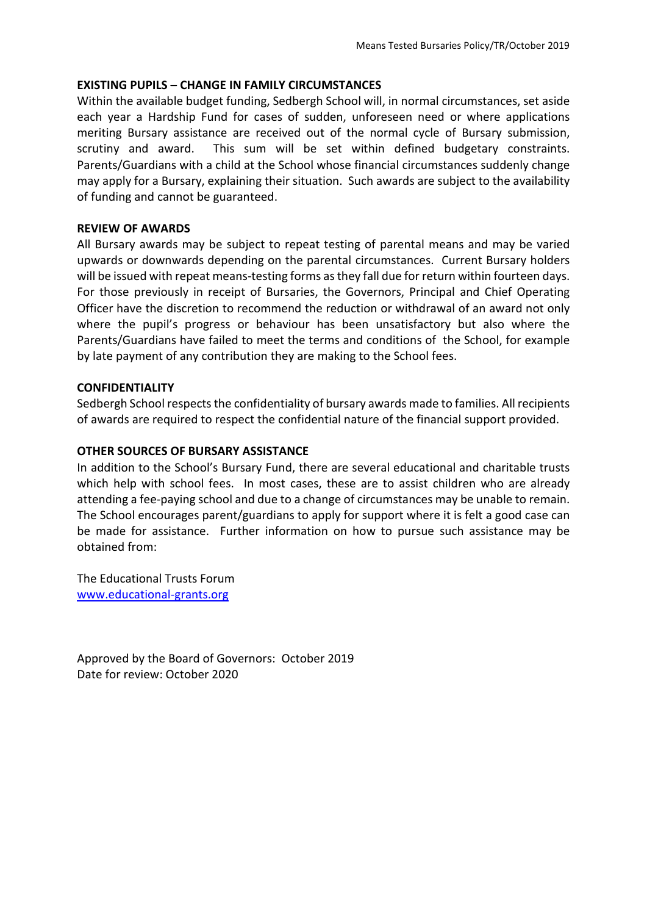**EXISTING PUPILS – CHANGE IN FAMILY CIRCUMSTANCES**

Within the available budget funding, Sedbergh School will, in normal circumstances, set aside each year a Hardship Fund for cases of sudden, unforeseen need or where applications meriting Bursary assistance are received out of the normal cycle of Bursary submission, scrutiny and award. This sum will be set within defined budgetary constraints. Parents/Guardians with a child at the School whose financial circumstances suddenly change may apply for a Bursary, explaining their situation. Such awards are subject to the availability of funding and cannot be guaranteed.

**REVIEW OF AWARDS**

All Bursary awards may be subject to repeat testing of parental means and may be varied upwards or downwards depending on the parental circumstances. Current Bursary holders will be issued with repeat means-testing forms as they fall due for return within fourteen days. For those previously in receipt of Bursaries, the Governors, Principal and Chief Operating Officer have the discretion to recommend the reduction or withdrawal of an award not only where the pupil's progress or behaviour has been unsatisfactory but also where the Parents/Guardians have failed to meet the terms and conditions of the School, for example by late payment of any contribution they are making to the School fees.

**CONFIDENTIALITY**

Sedbergh School respects the confidentiality of bursary awards made to families. All recipients of awards are required to respect the confidential nature of the financial support provided.

**OTHER SOURCES OF BURSARY ASSISTANCE**

In addition to the School's Bursary Fund, there are several educational and charitable trusts which help with school fees. In most cases, these are to assist children who are already attending a fee-paying school and due to a change of circumstances may be unable to remain. The School encourages parent/guardians to apply for support where it is felt a good case can be made for assistance. Further information on how to pursue such assistance may be obtained from:

The Educational Trusts Forum
[www.educational-grants.org](http://www.educational-grants.org)

Approved by the Board of Governors: October 2019
Date for review: October 2020